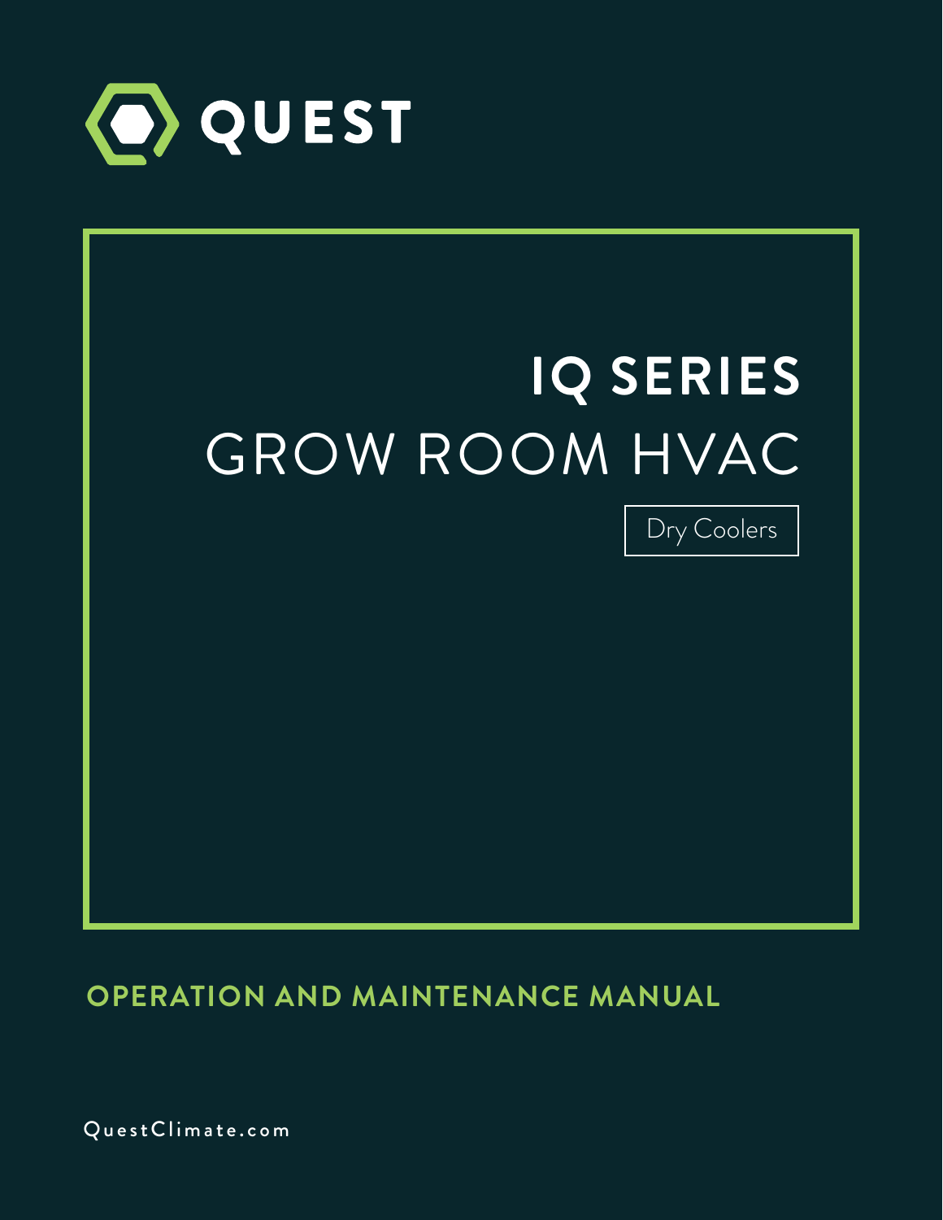QUEST

# IQ SERIES

# GROW ROOM HVAC

Dry Coolers

## OPERATION AND MAINTENANCE MANUAL

QuestClimate.com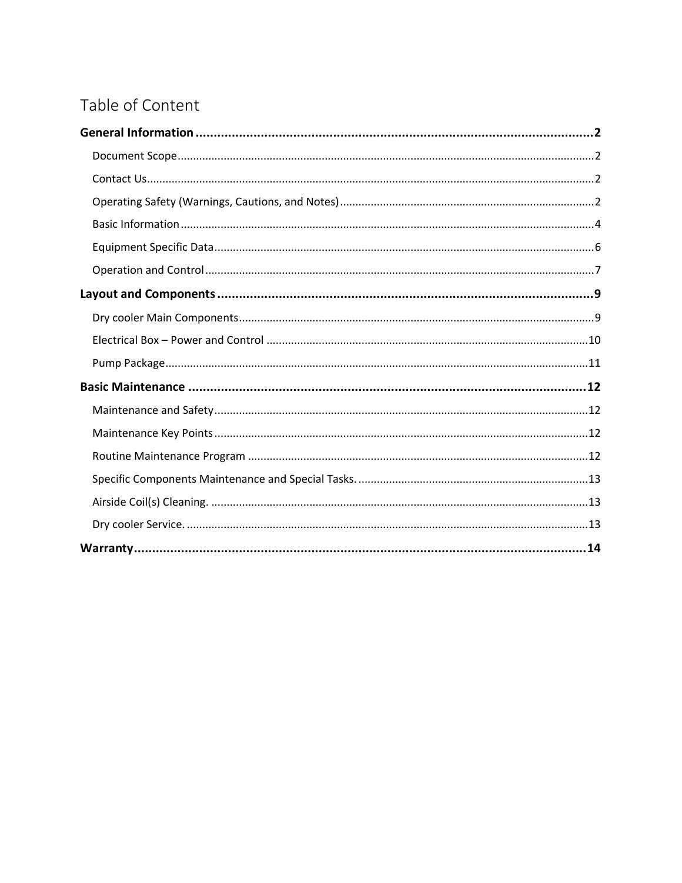# Table of Content

**General Information .......... 2**

- Document Scope .......... 2
- Contact Us .......... 2
- Operating Safety (Warnings, Cautions, and Notes) .......... 2
- Basic Information .......... 4
- Equipment Specific Data .......... 6
- Operation and Control .......... 7

**Layout and Components .......... 9**

- Dry cooler Main Components .......... 9
- Electrical Box – Power and Control .......... 10
- Pump Package .......... 11

**Basic Maintenance .......... 12**

- Maintenance and Safety .......... 12
- Maintenance Key Points .......... 12
- Routine Maintenance Program .......... 12
- Specific Components Maintenance and Special Tasks. .......... 13
- Airside Coil(s) Cleaning. .......... 13
- Dry cooler Service. .......... 13

**Warranty .......... 14**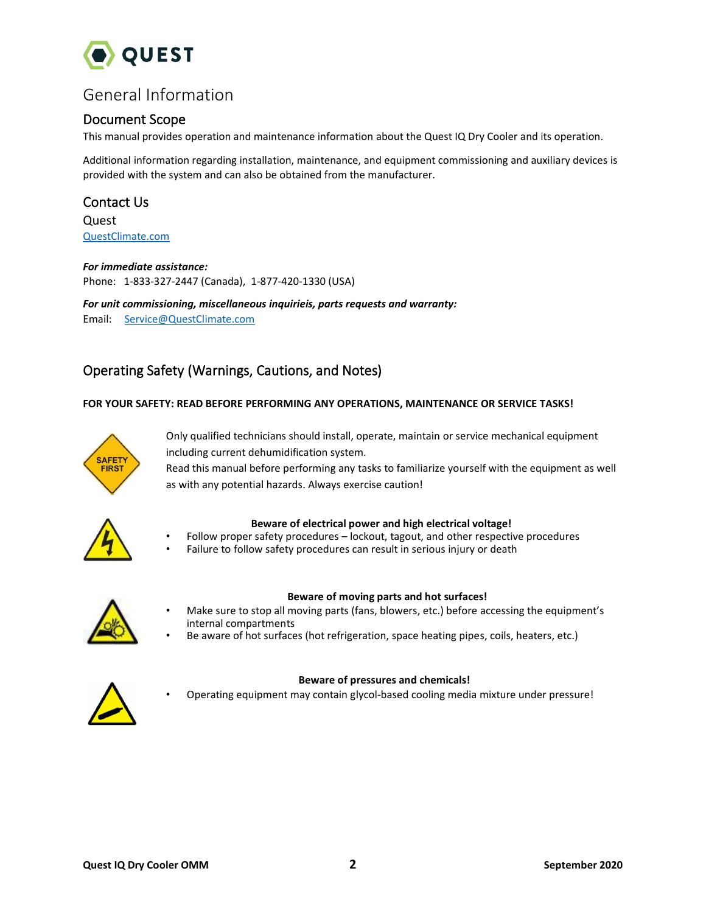# General Information

## Document Scope

This manual provides operation and maintenance information about the Quest IQ Dry Cooler and its operation.

Additional information regarding installation, maintenance, and equipment commissioning and auxiliary devices is provided with the system and can also be obtained from the manufacturer.

## Contact Us

Quest
QuestClimate.com

***For immediate assistance:***
Phone: 1-833-327-2447 (Canada), 1-877-420-1330 (USA)

***For unit commissioning, miscellaneous inquirieis, parts requests and warranty:***
Email: Service@QuestClimate.com

## Operating Safety (Warnings, Cautions, and Notes)

**FOR YOUR SAFETY: READ BEFORE PERFORMING ANY OPERATIONS, MAINTENANCE OR SERVICE TASKS!**

Only qualified technicians should install, operate, maintain or service mechanical equipment including current dehumidification system.
Read this manual before performing any tasks to familiarize yourself with the equipment as well as with any potential hazards. Always exercise caution!

**Beware of electrical power and high electrical voltage!**

- Follow proper safety procedures – lockout, tagout, and other respective procedures
- Failure to follow safety procedures can result in serious injury or death

**Beware of moving parts and hot surfaces!**

- Make sure to stop all moving parts (fans, blowers, etc.) before accessing the equipment's internal compartments
- Be aware of hot surfaces (hot refrigeration, space heating pipes, coils, heaters, etc.)

**Beware of pressures and chemicals!**

- Operating equipment may contain glycol-based cooling media mixture under pressure!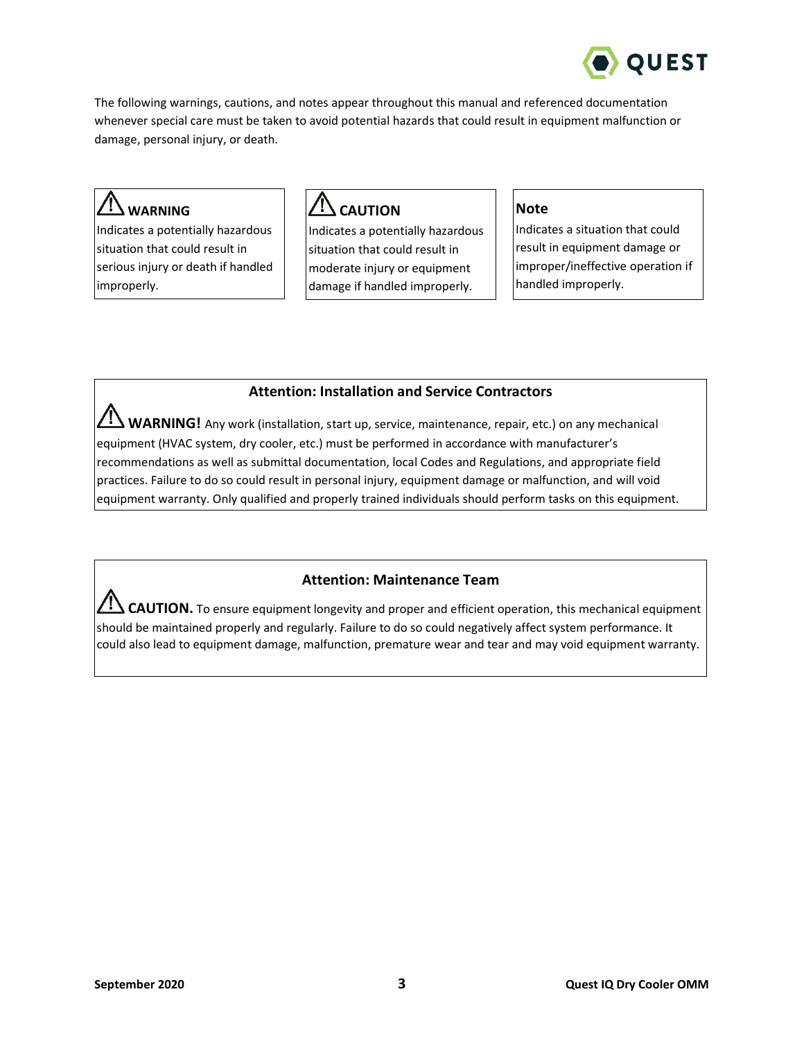The following warnings, cautions, and notes appear throughout this manual and referenced documentation whenever special care must be taken to avoid potential hazards that could result in equipment malfunction or damage, personal injury, or death.

**⚠ WARNING**
Indicates a potentially hazardous situation that could result in serious injury or death if handled improperly.

**⚠ CAUTION**
Indicates a potentially hazardous situation that could result in moderate injury or equipment damage if handled improperly.

**Note**
Indicates a situation that could result in equipment damage or improper/ineffective operation if handled improperly.

### Attention: Installation and Service Contractors

⚠ **WARNING!** Any work (installation, start up, service, maintenance, repair, etc.) on any mechanical equipment (HVAC system, dry cooler, etc.) must be performed in accordance with manufacturer's recommendations as well as submittal documentation, local Codes and Regulations, and appropriate field practices. Failure to do so could result in personal injury, equipment damage or malfunction, and will void equipment warranty. Only qualified and properly trained individuals should perform tasks on this equipment.

### Attention: Maintenance Team

⚠ **CAUTION.** To ensure equipment longevity and proper and efficient operation, this mechanical equipment should be maintained properly and regularly. Failure to do so could negatively affect system performance. It could also lead to equipment damage, malfunction, premature wear and tear and may void equipment warranty.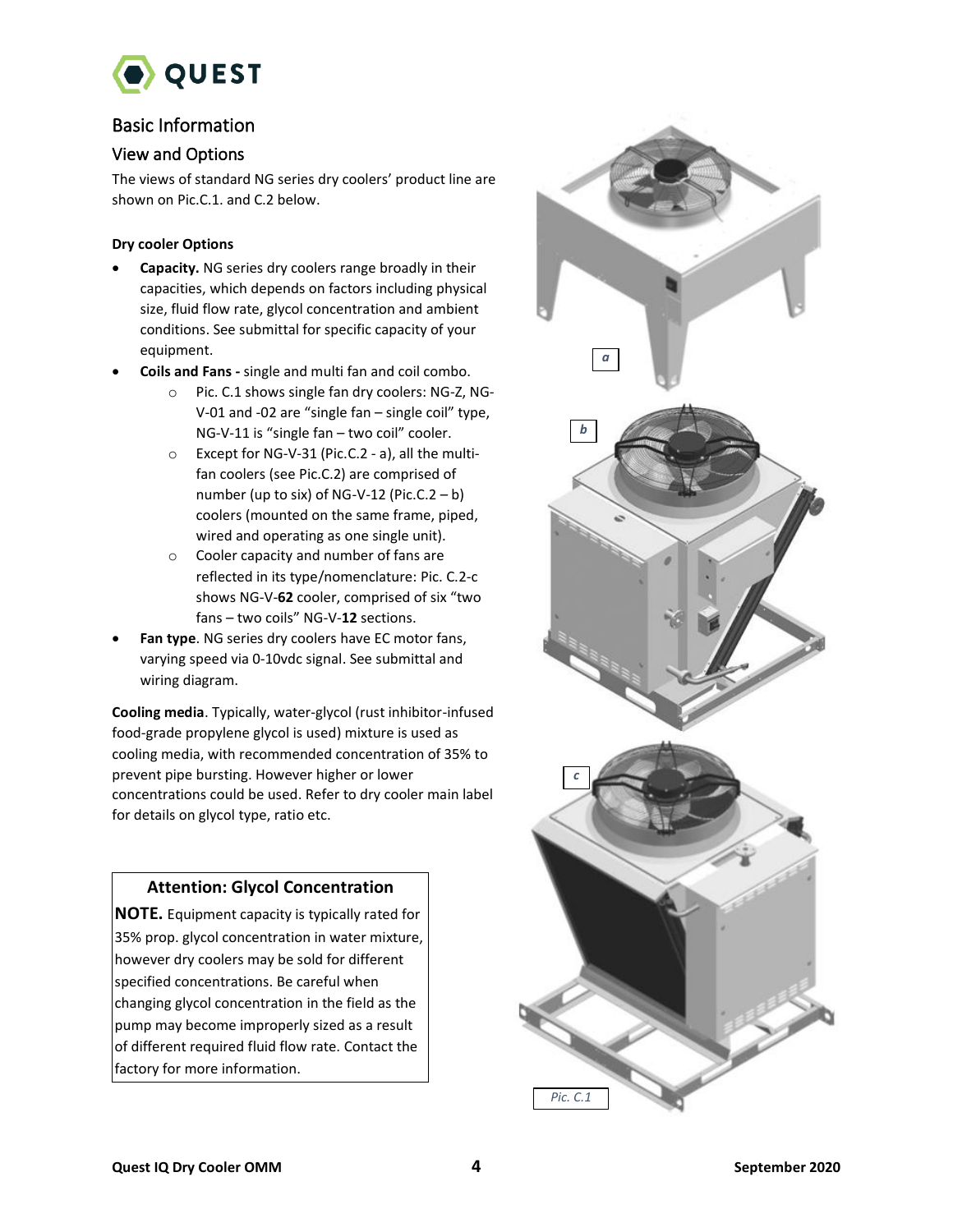## Basic Information

### View and Options

The views of standard NG series dry coolers' product line are shown on Pic.C.1. and C.2 below.

**Dry cooler Options**

- **Capacity.** NG series dry coolers range broadly in their capacities, which depends on factors including physical size, fluid flow rate, glycol concentration and ambient conditions. See submittal for specific capacity of your equipment.
- **Coils and Fans -** single and multi fan and coil combo.
  - Pic. C.1 shows single fan dry coolers: NG-Z, NG-V-01 and -02 are "single fan – single coil" type, NG-V-11 is "single fan – two coil" cooler.
  - Except for NG-V-31 (Pic.C.2 - a), all the multi-fan coolers (see Pic.C.2) are comprised of number (up to six) of NG-V-12 (Pic.C.2 – b) coolers (mounted on the same frame, piped, wired and operating as one single unit).
  - Cooler capacity and number of fans are reflected in its type/nomenclature: Pic. C.2-c shows NG-V-**62** cooler, comprised of six "two fans – two coils" NG-V-**12** sections.
- **Fan type**. NG series dry coolers have EC motor fans, varying speed via 0-10vdc signal. See submittal and wiring diagram.

**Cooling media**. Typically, water-glycol (rust inhibitor-infused food-grade propylene glycol is used) mixture is used as cooling media, with recommended concentration of 35% to prevent pipe bursting. However higher or lower concentrations could be used. Refer to dry cooler main label for details on glycol type, ratio etc.

**Attention: Glycol Concentration**

**NOTE.** Equipment capacity is typically rated for 35% prop. glycol concentration in water mixture, however dry coolers may be sold for different specified concentrations. Be careful when changing glycol concentration in the field as the pump may become improperly sized as a result of different required fluid flow rate. Contact the factory for more information.

*a*

*b*

*c*

*Pic. C.1*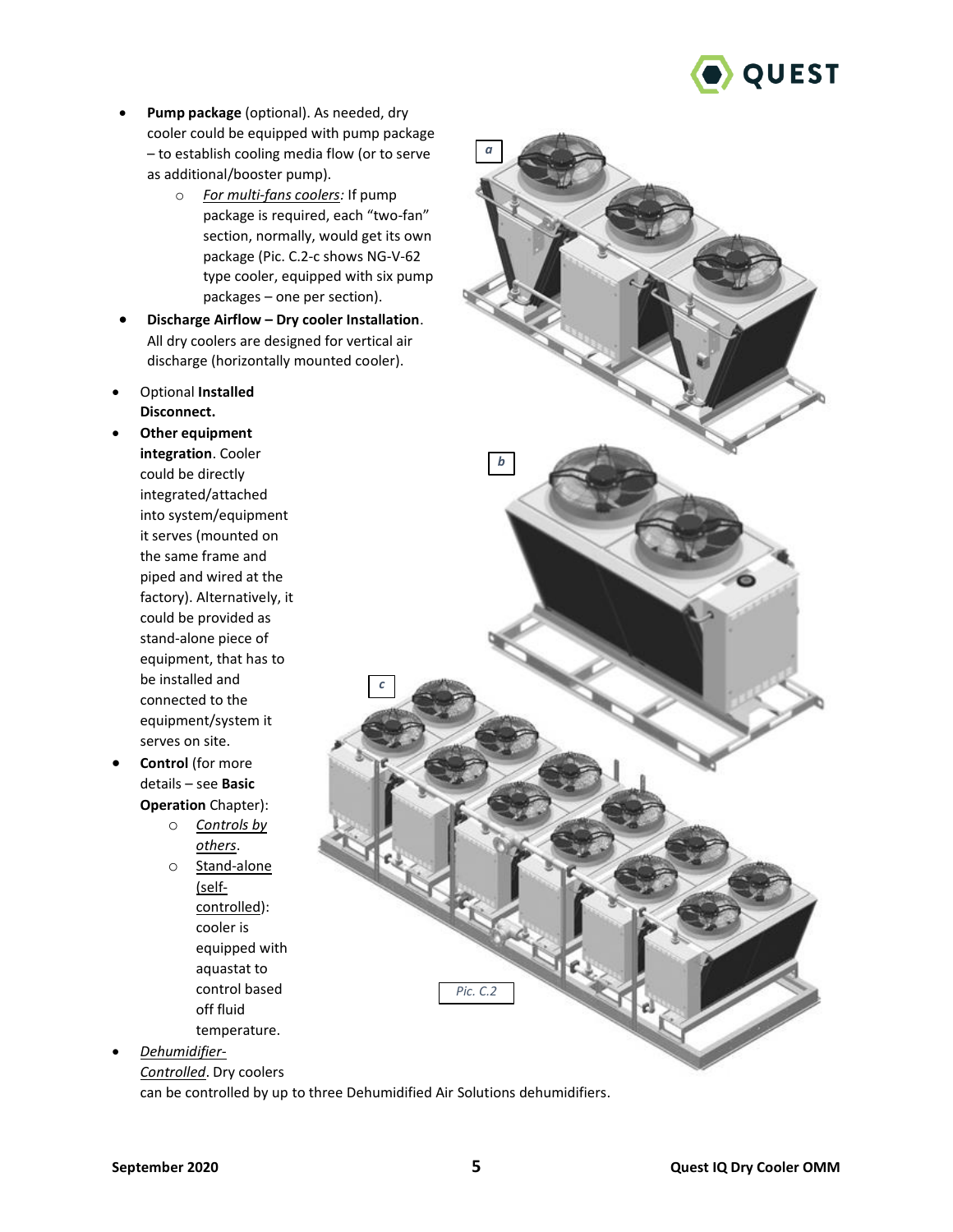- **Pump package** (optional). As needed, dry cooler could be equipped with pump package – to establish cooling media flow (or to serve as additional/booster pump).
    - *For multi-fans coolers:* If pump package is required, each "two-fan" section, normally, would get its own package (Pic. C.2-c shows NG-V-62 type cooler, equipped with six pump packages – one per section).
- **Discharge Airflow – Dry cooler Installation**. All dry coolers are designed for vertical air discharge (horizontally mounted cooler).
- Optional **Installed Disconnect.**
- **Other equipment integration**. Cooler could be directly integrated/attached into system/equipment it serves (mounted on the same frame and piped and wired at the factory). Alternatively, it could be provided as stand-alone piece of equipment, that has to be installed and connected to the equipment/system it serves on site.
- **Control** (for more details – see **Basic Operation** Chapter):
    - Controls by others.
    - Stand-alone (self-controlled): cooler is equipped with aquastat to control based off fluid temperature.
- *Dehumidifier-Controlled*. Dry coolers can be controlled by up to three Dehumidified Air Solutions dehumidifiers.

a

b

c

Pic. C.2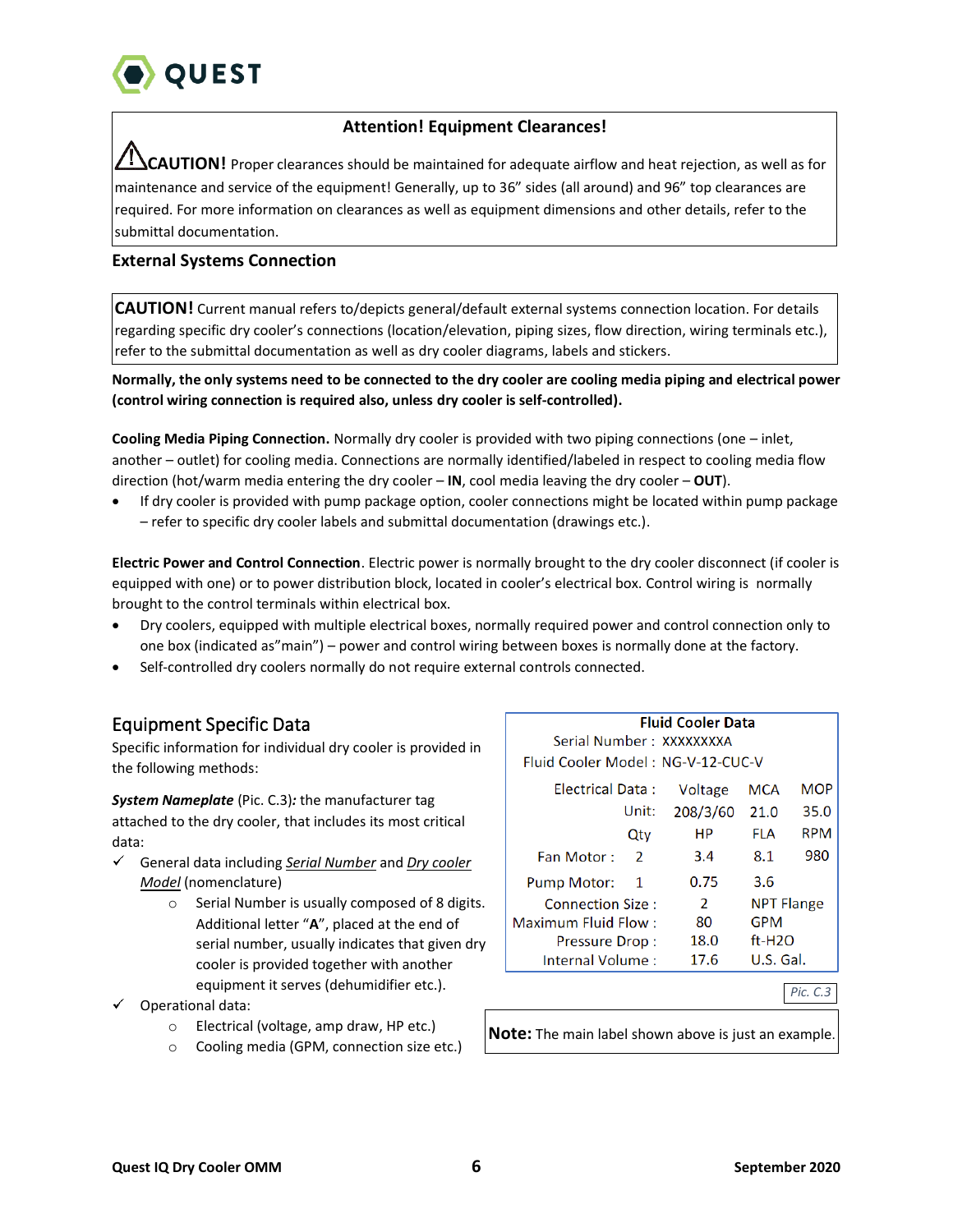**Attention! Equipment Clearances!**

⚠**CAUTION!** Proper clearances should be maintained for adequate airflow and heat rejection, as well as for maintenance and service of the equipment! Generally, up to 36" sides (all around) and 96" top clearances are required. For more information on clearances as well as equipment dimensions and other details, refer to the submittal documentation.

### External Systems Connection

**CAUTION!** Current manual refers to/depicts general/default external systems connection location. For details regarding specific dry cooler's connections (location/elevation, piping sizes, flow direction, wiring terminals etc.), refer to the submittal documentation as well as dry cooler diagrams, labels and stickers.

**Normally, the only systems need to be connected to the dry cooler are cooling media piping and electrical power (control wiring connection is required also, unless dry cooler is self-controlled).**

**Cooling Media Piping Connection.** Normally dry cooler is provided with two piping connections (one – inlet, another – outlet) for cooling media. Connections are normally identified/labeled in respect to cooling media flow direction (hot/warm media entering the dry cooler – **IN**, cool media leaving the dry cooler – **OUT**).

- If dry cooler is provided with pump package option, cooler connections might be located within pump package – refer to specific dry cooler labels and submittal documentation (drawings etc.).

**Electric Power and Control Connection**. Electric power is normally brought to the dry cooler disconnect (if cooler is equipped with one) or to power distribution block, located in cooler's electrical box. Control wiring is normally brought to the control terminals within electrical box.

- Dry coolers, equipped with multiple electrical boxes, normally required power and control connection only to one box (indicated as"main") – power and control wiring between boxes is normally done at the factory.
- Self-controlled dry coolers normally do not require external controls connected.

## Equipment Specific Data

Specific information for individual dry cooler is provided in the following methods:

***System Nameplate*** (Pic. C.3)***:*** the manufacturer tag attached to the dry cooler, that includes its most critical data:

- ✓ General data including *Serial Number* and *Dry cooler Model* (nomenclature)
  - Serial Number is usually composed of 8 digits. Additional letter "**A**", placed at the end of serial number, usually indicates that given dry cooler is provided together with another equipment it serves (dehumidifier etc.).
- ✓ Operational data:
  - Electrical (voltage, amp draw, HP etc.)
  - Cooling media (GPM, connection size etc.)

**Fluid Cooler Data**

Serial Number : XXXXXXXX

Fluid Cooler Model : NG-V-12-CUC-V

| Electrical Data : | | Voltage | MCA | MOP |
|---|---|---|---|---|
| Unit: | | 208/3/60 | 21.0 | 35.0 |
| | Qty | HP | FLA | RPM |
| Fan Motor : | 2 | 3.4 | 8.1 | 980 |
| Pump Motor: | 1 | 0.75 | 3.6 | |
| Connection Size : | | 2 | NPT Flange | |
| Maximum Fluid Flow : | | 80 | GPM | |
| Pressure Drop : | | 18.0 | ft-H2O | |
| Internal Volume : | | 17.6 | U.S. Gal. | |

*Pic. C.3*

**Note:** The main label shown above is just an example.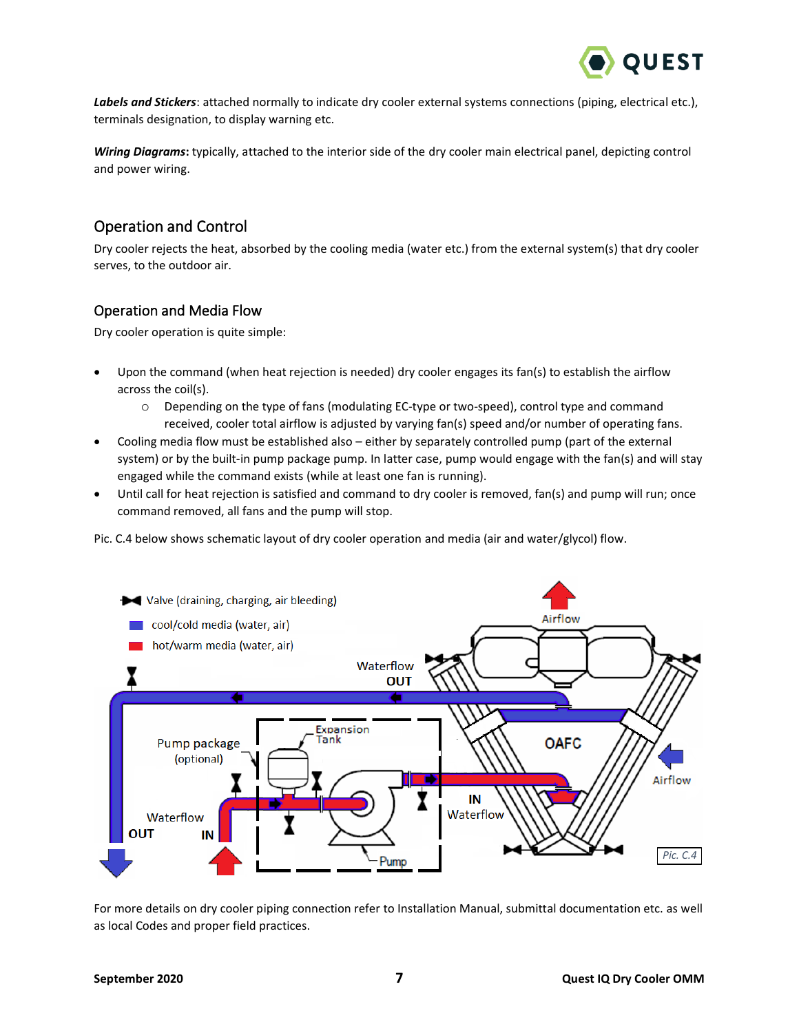***Labels and Stickers***: attached normally to indicate dry cooler external systems connections (piping, electrical etc.), terminals designation, to display warning etc.

***Wiring Diagrams***: typically, attached to the interior side of the dry cooler main electrical panel, depicting control and power wiring.

## Operation and Control

Dry cooler rejects the heat, absorbed by the cooling media (water etc.) from the external system(s) that dry cooler serves, to the outdoor air.

### Operation and Media Flow

Dry cooler operation is quite simple:

- Upon the command (when heat rejection is needed) dry cooler engages its fan(s) to establish the airflow across the coil(s).
  - Depending on the type of fans (modulating EC-type or two-speed), control type and command received, cooler total airflow is adjusted by varying fan(s) speed and/or number of operating fans.
- Cooling media flow must be established also – either by separately controlled pump (part of the external system) or by the built-in pump package pump. In latter case, pump would engage with the fan(s) and will stay engaged while the command exists (while at least one fan is running).
- Until call for heat rejection is satisfied and command to dry cooler is removed, fan(s) and pump will run; once command removed, all fans and the pump will stop.

Pic. C.4 below shows schematic layout of dry cooler operation and media (air and water/glycol) flow.

Valve (draining, charging, air bleeding)
cool/cold media (water, air)
hot/warm media (water, air)

Pic. C.4

For more details on dry cooler piping connection refer to Installation Manual, submittal documentation etc. as well as local Codes and proper field practices.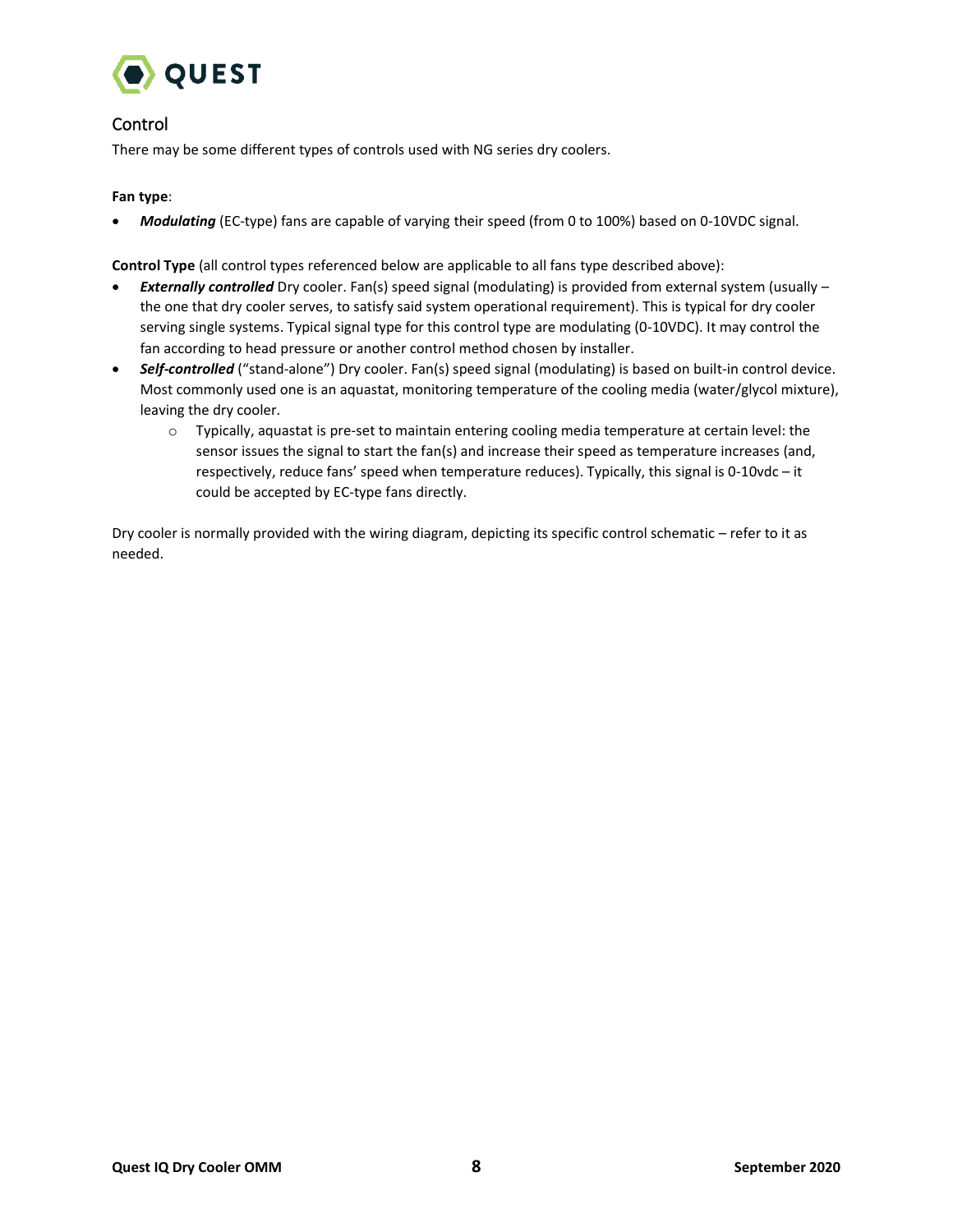## Control

There may be some different types of controls used with NG series dry coolers.

**Fan type**:

- ***Modulating*** (EC-type) fans are capable of varying their speed (from 0 to 100%) based on 0-10VDC signal.

**Control Type** (all control types referenced below are applicable to all fans type described above):

- ***Externally controlled*** Dry cooler. Fan(s) speed signal (modulating) is provided from external system (usually – the one that dry cooler serves, to satisfy said system operational requirement). This is typical for dry cooler serving single systems. Typical signal type for this control type are modulating (0-10VDC). It may control the fan according to head pressure or another control method chosen by installer.
- ***Self-controlled*** ("stand-alone") Dry cooler. Fan(s) speed signal (modulating) is based on built-in control device. Most commonly used one is an aquastat, monitoring temperature of the cooling media (water/glycol mixture), leaving the dry cooler.
  - Typically, aquastat is pre-set to maintain entering cooling media temperature at certain level: the sensor issues the signal to start the fan(s) and increase their speed as temperature increases (and, respectively, reduce fans' speed when temperature reduces). Typically, this signal is 0-10vdc – it could be accepted by EC-type fans directly.

Dry cooler is normally provided with the wiring diagram, depicting its specific control schematic – refer to it as needed.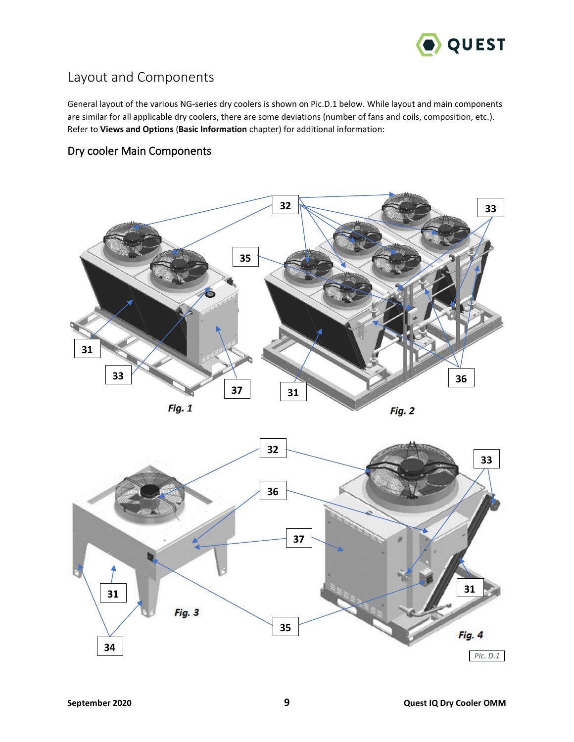# Layout and Components

General layout of the various NG-series dry coolers is shown on Pic.D.1 below. While layout and main components are similar for all applicable dry coolers, there are some deviations (number of fans and coils, composition, etc.). Refer to **Views and Options** (**Basic Information** chapter) for additional information:

## Dry cooler Main Components

*Fig. 1*

*Fig. 2*

*Fig. 3*

*Fig. 4*

*Pic. D.1*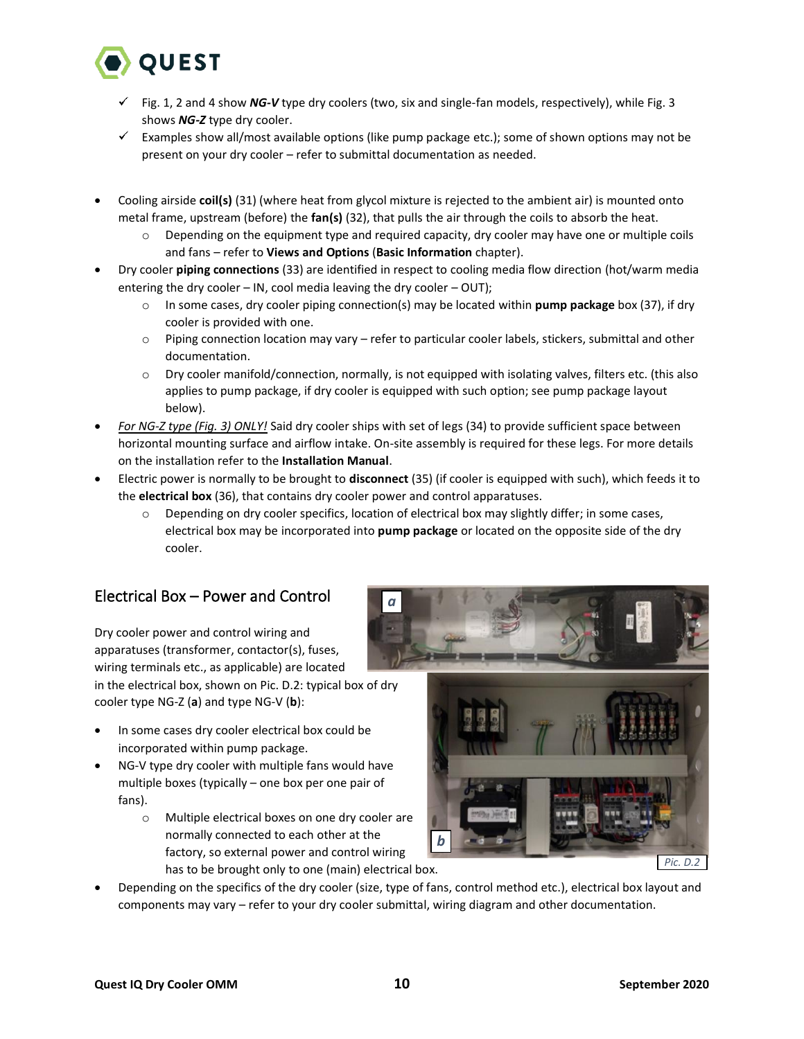- ✓ Fig. 1, 2 and 4 show ***NG-V*** type dry coolers (two, six and single-fan models, respectively), while Fig. 3 shows ***NG-Z*** type dry cooler.
- ✓ Examples show all/most available options (like pump package etc.); some of shown options may not be present on your dry cooler – refer to submittal documentation as needed.

- Cooling airside **coil(s)** (31) (where heat from glycol mixture is rejected to the ambient air) is mounted onto metal frame, upstream (before) the **fan(s)** (32), that pulls the air through the coils to absorb the heat.
  - Depending on the equipment type and required capacity, dry cooler may have one or multiple coils and fans – refer to **Views and Options** (**Basic Information** chapter).
- Dry cooler **piping connections** (33) are identified in respect to cooling media flow direction (hot/warm media entering the dry cooler – IN, cool media leaving the dry cooler – OUT);
  - In some cases, dry cooler piping connection(s) may be located within **pump package** box (37), if dry cooler is provided with one.
  - Piping connection location may vary – refer to particular cooler labels, stickers, submittal and other documentation.
  - Dry cooler manifold/connection, normally, is not equipped with isolating valves, filters etc. (this also applies to pump package, if dry cooler is equipped with such option; see pump package layout below).
- *For NG-Z type (Fig. 3) ONLY!* Said dry cooler ships with set of legs (34) to provide sufficient space between horizontal mounting surface and airflow intake. On-site assembly is required for these legs. For more details on the installation refer to the **Installation Manual**.
- Electric power is normally to be brought to **disconnect** (35) (if cooler is equipped with such), which feeds it to the **electrical box** (36), that contains dry cooler power and control apparatuses.
  - Depending on dry cooler specifics, location of electrical box may slightly differ; in some cases, electrical box may be incorporated into **pump package** or located on the opposite side of the dry cooler.

## Electrical Box – Power and Control

Dry cooler power and control wiring and apparatuses (transformer, contactor(s), fuses, wiring terminals etc., as applicable) are located in the electrical box, shown on Pic. D.2: typical box of dry cooler type NG-Z (**a**) and type NG-V (**b**):

- In some cases dry cooler electrical box could be incorporated within pump package.
- NG-V type dry cooler with multiple fans would have multiple boxes (typically – one box per one pair of fans).
  - Multiple electrical boxes on one dry cooler are normally connected to each other at the factory, so external power and control wiring has to be brought only to one (main) electrical box.
- Depending on the specifics of the dry cooler (size, type of fans, control method etc.), electrical box layout and components may vary – refer to your dry cooler submittal, wiring diagram and other documentation.

*Pic. D.2*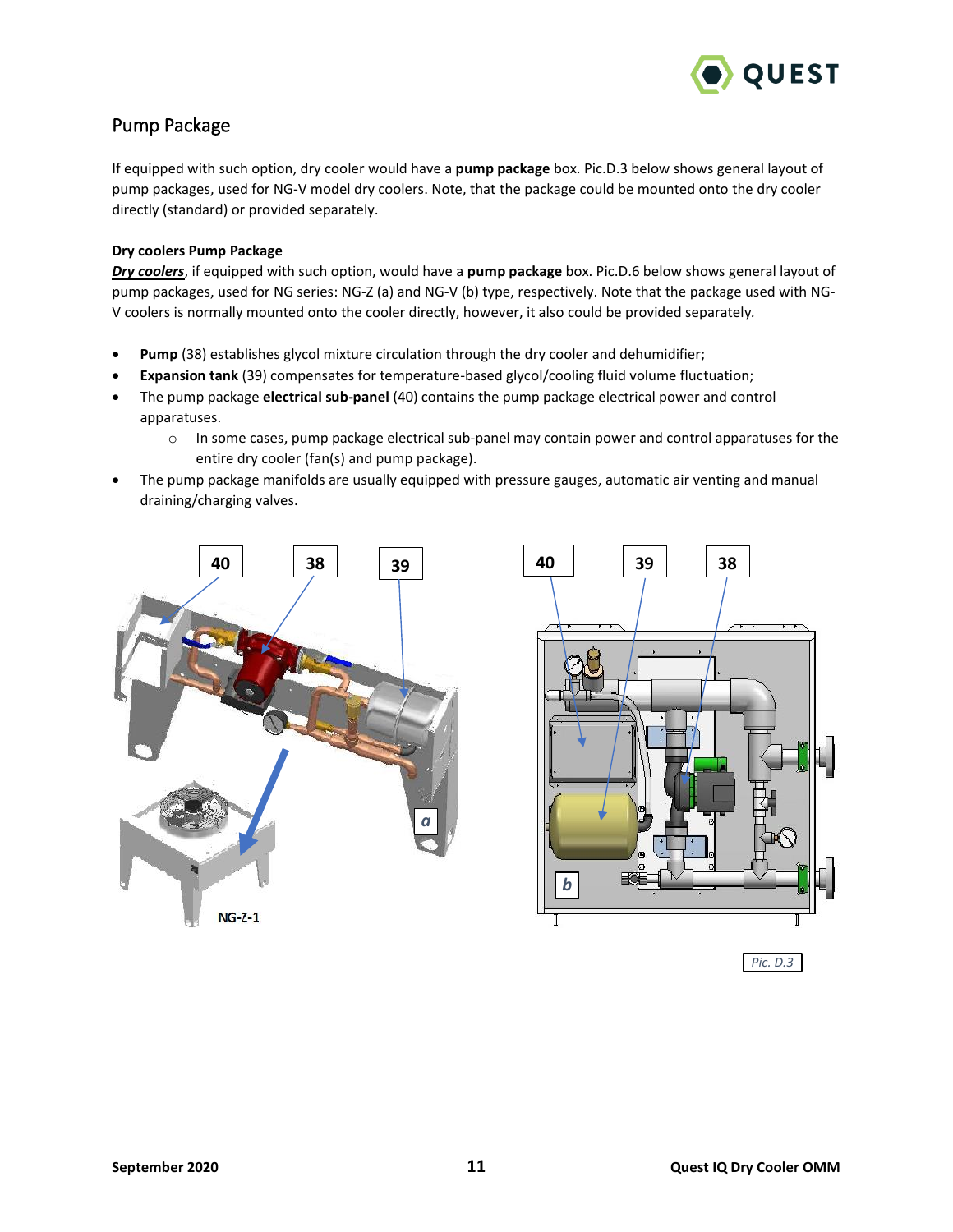## Pump Package

If equipped with such option, dry cooler would have a **pump package** box. Pic.D.3 below shows general layout of pump packages, used for NG-V model dry coolers. Note, that the package could be mounted onto the dry cooler directly (standard) or provided separately.

### Dry coolers Pump Package

***Dry coolers***, if equipped with such option, would have a **pump package** box. Pic.D.6 below shows general layout of pump packages, used for NG series: NG-Z (a) and NG-V (b) type, respectively. Note that the package used with NG-V coolers is normally mounted onto the cooler directly, however, it also could be provided separately.

- **Pump** (38) establishes glycol mixture circulation through the dry cooler and dehumidifier;
- **Expansion tank** (39) compensates for temperature-based glycol/cooling fluid volume fluctuation;
- The pump package **electrical sub-panel** (40) contains the pump package electrical power and control apparatuses.
  - In some cases, pump package electrical sub-panel may contain power and control apparatuses for the entire dry cooler (fan(s) and pump package).
- The pump package manifolds are usually equipped with pressure gauges, automatic air venting and manual draining/charging valves.

*Pic. D.3*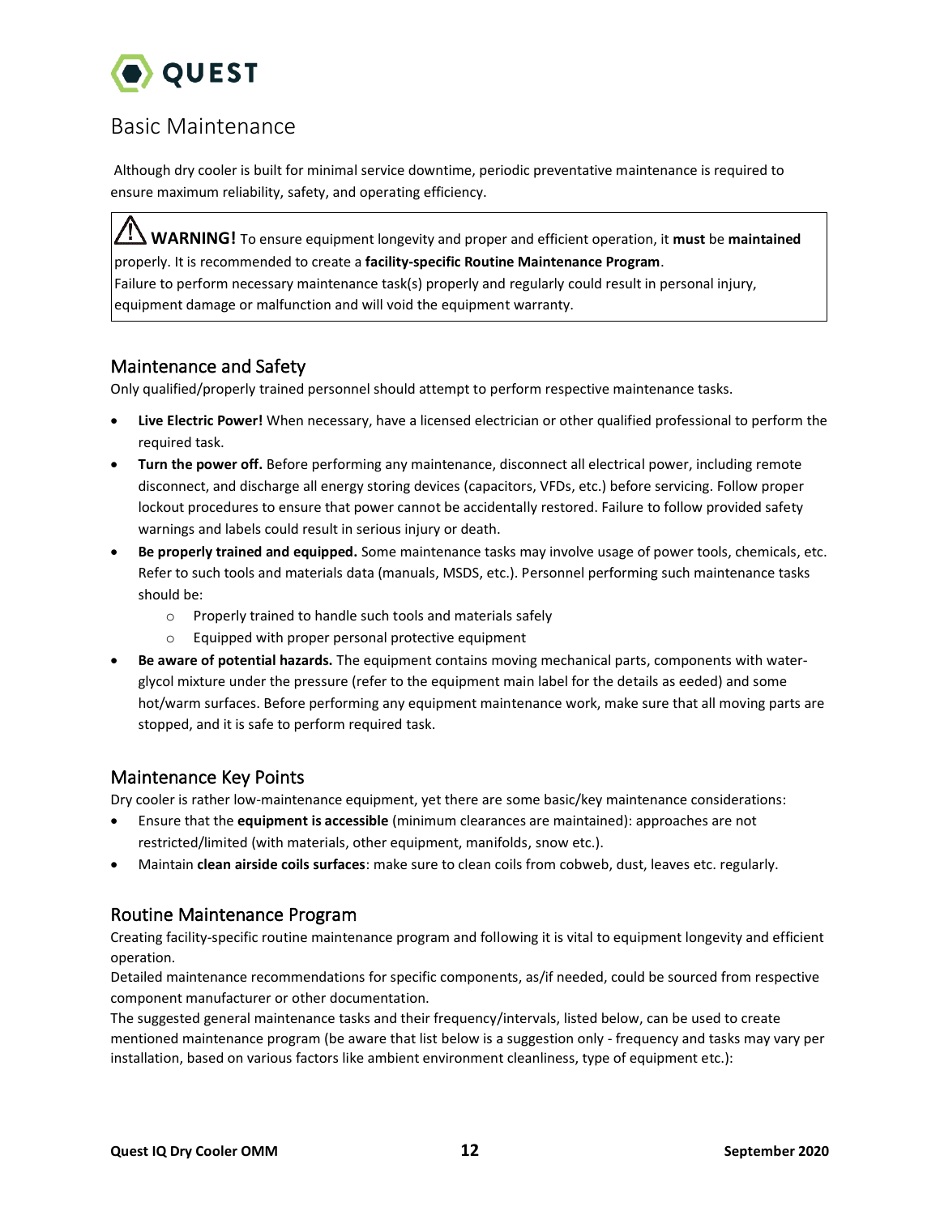# Basic Maintenance

Although dry cooler is built for minimal service downtime, periodic preventative maintenance is required to ensure maximum reliability, safety, and operating efficiency.

> ⚠ **WARNING!** To ensure equipment longevity and proper and efficient operation, it **must** be **maintained** properly. It is recommended to create a **facility-specific Routine Maintenance Program**.
> Failure to perform necessary maintenance task(s) properly and regularly could result in personal injury, equipment damage or malfunction and will void the equipment warranty.

## Maintenance and Safety

Only qualified/properly trained personnel should attempt to perform respective maintenance tasks.

- **Live Electric Power!** When necessary, have a licensed electrician or other qualified professional to perform the required task.
- **Turn the power off.** Before performing any maintenance, disconnect all electrical power, including remote disconnect, and discharge all energy storing devices (capacitors, VFDs, etc.) before servicing. Follow proper lockout procedures to ensure that power cannot be accidentally restored. Failure to follow provided safety warnings and labels could result in serious injury or death.
- **Be properly trained and equipped.** Some maintenance tasks may involve usage of power tools, chemicals, etc. Refer to such tools and materials data (manuals, MSDS, etc.). Personnel performing such maintenance tasks should be:
  - Properly trained to handle such tools and materials safely
  - Equipped with proper personal protective equipment
- **Be aware of potential hazards.** The equipment contains moving mechanical parts, components with water-glycol mixture under the pressure (refer to the equipment main label for the details as eeded) and some hot/warm surfaces. Before performing any equipment maintenance work, make sure that all moving parts are stopped, and it is safe to perform required task.

## Maintenance Key Points

Dry cooler is rather low-maintenance equipment, yet there are some basic/key maintenance considerations:

- Ensure that the **equipment is accessible** (minimum clearances are maintained): approaches are not restricted/limited (with materials, other equipment, manifolds, snow etc.).
- Maintain **clean airside coils surfaces**: make sure to clean coils from cobweb, dust, leaves etc. regularly.

## Routine Maintenance Program

Creating facility-specific routine maintenance program and following it is vital to equipment longevity and efficient operation.

Detailed maintenance recommendations for specific components, as/if needed, could be sourced from respective component manufacturer or other documentation.

The suggested general maintenance tasks and their frequency/intervals, listed below, can be used to create mentioned maintenance program (be aware that list below is a suggestion only - frequency and tasks may vary per installation, based on various factors like ambient environment cleanliness, type of equipment etc.):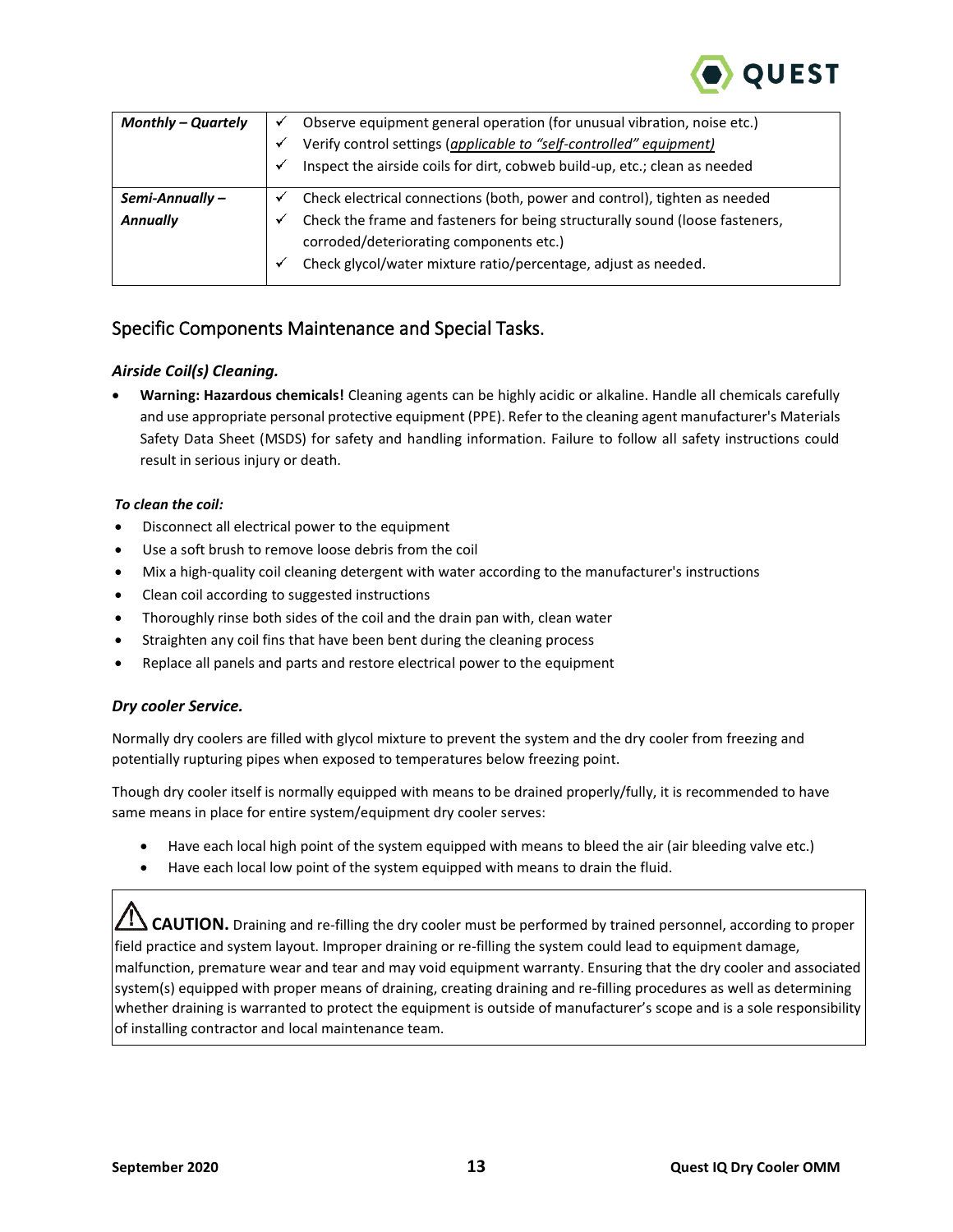| | |
|---|---|
| ***Monthly – Quartely*** | ✓ Observe equipment general operation (for unusual vibration, noise etc.)<br>✓ Verify control settings (*applicable to "self-controlled" equipment)*<br>✓ Inspect the airside coils for dirt, cobweb build-up, etc.; clean as needed |
| ***Semi-Annually – Annually*** | ✓ Check electrical connections (both, power and control), tighten as needed<br>✓ Check the frame and fasteners for being structurally sound (loose fasteners, corroded/deteriorating components etc.)<br>✓ Check glycol/water mixture ratio/percentage, adjust as needed. |

## Specific Components Maintenance and Special Tasks.

### *Airside Coil(s) Cleaning.*

- **Warning: Hazardous chemicals!** Cleaning agents can be highly acidic or alkaline. Handle all chemicals carefully and use appropriate personal protective equipment (PPE). Refer to the cleaning agent manufacturer's Materials Safety Data Sheet (MSDS) for safety and handling information. Failure to follow all safety instructions could result in serious injury or death.

***To clean the coil:***

- Disconnect all electrical power to the equipment
- Use a soft brush to remove loose debris from the coil
- Mix a high-quality coil cleaning detergent with water according to the manufacturer's instructions
- Clean coil according to suggested instructions
- Thoroughly rinse both sides of the coil and the drain pan with, clean water
- Straighten any coil fins that have been bent during the cleaning process
- Replace all panels and parts and restore electrical power to the equipment

### *Dry cooler Service.*

Normally dry coolers are filled with glycol mixture to prevent the system and the dry cooler from freezing and potentially rupturing pipes when exposed to temperatures below freezing point.

Though dry cooler itself is normally equipped with means to be drained properly/fully, it is recommended to have same means in place for entire system/equipment dry cooler serves:

- Have each local high point of the system equipped with means to bleed the air (air bleeding valve etc.)
- Have each local low point of the system equipped with means to drain the fluid.

> ⚠ **CAUTION.** Draining and re-filling the dry cooler must be performed by trained personnel, according to proper field practice and system layout. Improper draining or re-filling the system could lead to equipment damage, malfunction, premature wear and tear and may void equipment warranty. Ensuring that the dry cooler and associated system(s) equipped with proper means of draining, creating draining and re-filling procedures as well as determining whether draining is warranted to protect the equipment is outside of manufacturer's scope and is a sole responsibility of installing contractor and local maintenance team.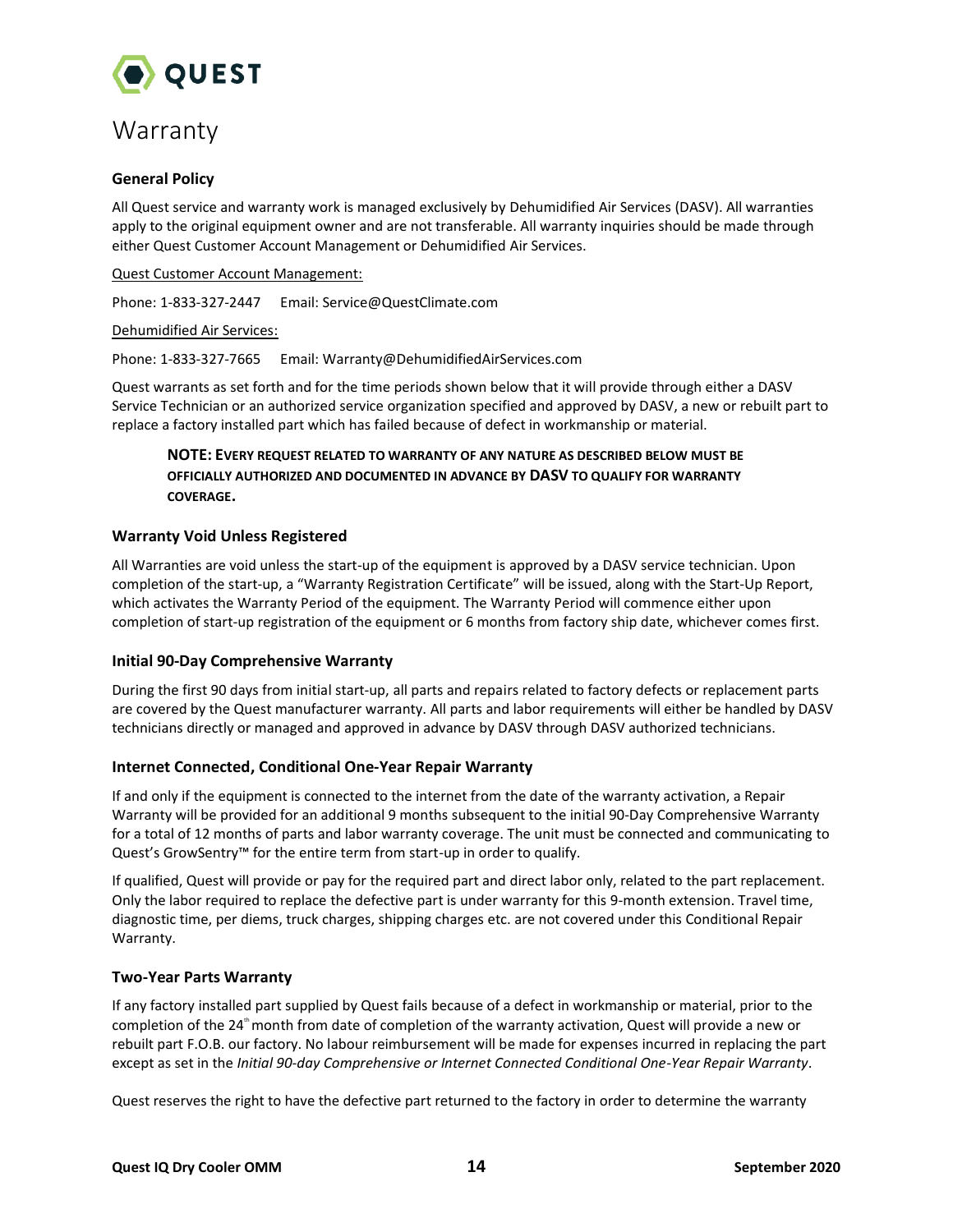# Warranty

## General Policy

All Quest service and warranty work is managed exclusively by Dehumidified Air Services (DASV). All warranties apply to the original equipment owner and are not transferable. All warranty inquiries should be made through either Quest Customer Account Management or Dehumidified Air Services.

Quest Customer Account Management:

Phone: 1-833-327-2447 Email: Service@QuestClimate.com

Dehumidified Air Services:

Phone: 1-833-327-7665 Email: Warranty@DehumidifiedAirServices.com

Quest warrants as set forth and for the time periods shown below that it will provide through either a DASV Service Technician or an authorized service organization specified and approved by DASV, a new or rebuilt part to replace a factory installed part which has failed because of defect in workmanship or material.

> **NOTE: EVERY REQUEST RELATED TO WARRANTY OF ANY NATURE AS DESCRIBED BELOW MUST BE OFFICIALLY AUTHORIZED AND DOCUMENTED IN ADVANCE BY DASV TO QUALIFY FOR WARRANTY COVERAGE.**

## Warranty Void Unless Registered

All Warranties are void unless the start-up of the equipment is approved by a DASV service technician. Upon completion of the start-up, a "Warranty Registration Certificate" will be issued, along with the Start-Up Report, which activates the Warranty Period of the equipment. The Warranty Period will commence either upon completion of start-up registration of the equipment or 6 months from factory ship date, whichever comes first.

## Initial 90-Day Comprehensive Warranty

During the first 90 days from initial start-up, all parts and repairs related to factory defects or replacement parts are covered by the Quest manufacturer warranty. All parts and labor requirements will either be handled by DASV technicians directly or managed and approved in advance by DASV through DASV authorized technicians.

## Internet Connected, Conditional One-Year Repair Warranty

If and only if the equipment is connected to the internet from the date of the warranty activation, a Repair Warranty will be provided for an additional 9 months subsequent to the initial 90-Day Comprehensive Warranty for a total of 12 months of parts and labor warranty coverage. The unit must be connected and communicating to Quest's GrowSentry™ for the entire term from start-up in order to qualify.

If qualified, Quest will provide or pay for the required part and direct labor only, related to the part replacement. Only the labor required to replace the defective part is under warranty for this 9-month extension. Travel time, diagnostic time, per diems, truck charges, shipping charges etc. are not covered under this Conditional Repair Warranty.

## Two-Year Parts Warranty

If any factory installed part supplied by Quest fails because of a defect in workmanship or material, prior to the completion of the 24th month from date of completion of the warranty activation, Quest will provide a new or rebuilt part F.O.B. our factory. No labour reimbursement will be made for expenses incurred in replacing the part except as set in the *Initial 90-day Comprehensive or Internet Connected Conditional One-Year Repair Warranty*.

Quest reserves the right to have the defective part returned to the factory in order to determine the warranty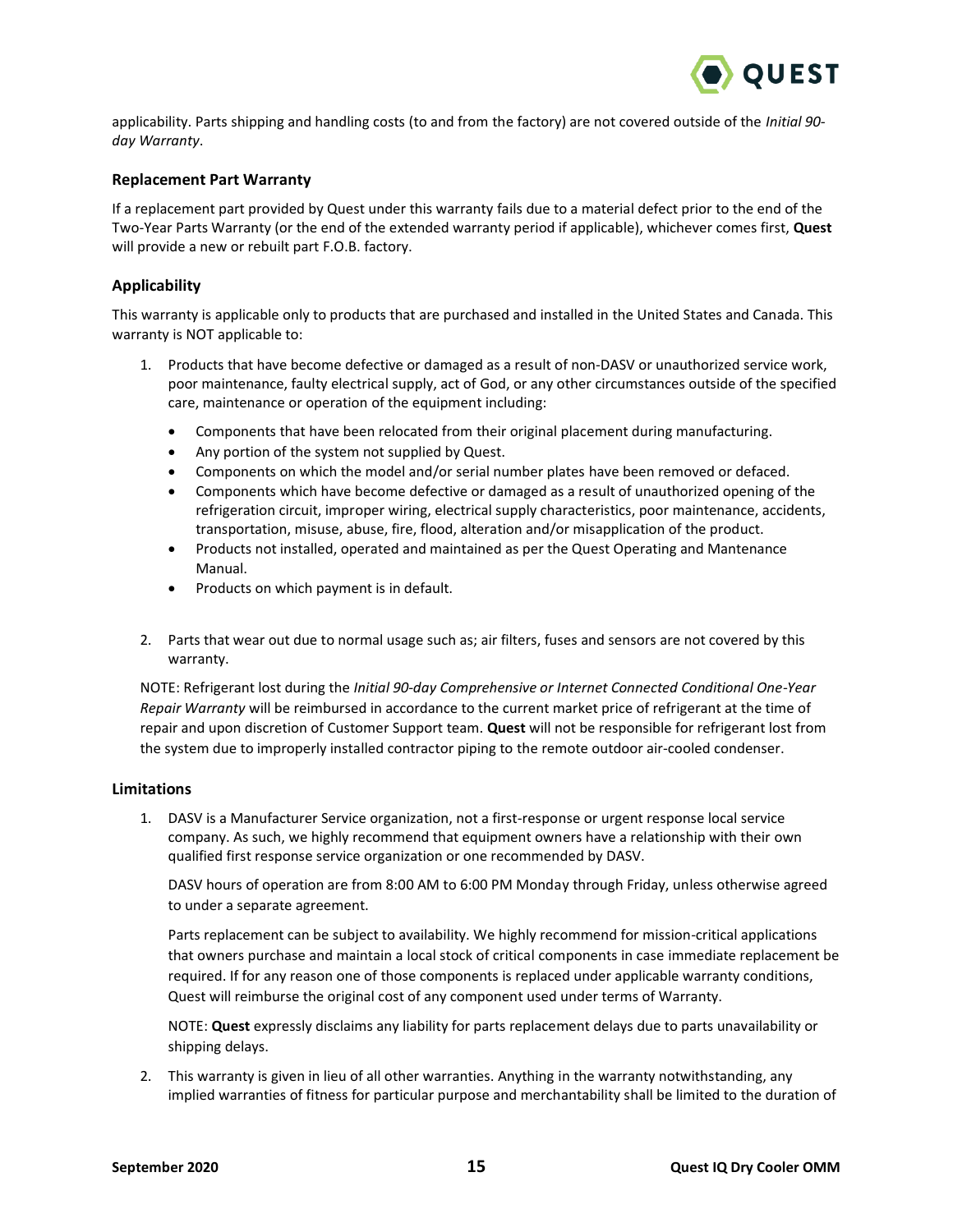applicability. Parts shipping and handling costs (to and from the factory) are not covered outside of the *Initial 90-day Warranty*.

### Replacement Part Warranty

If a replacement part provided by Quest under this warranty fails due to a material defect prior to the end of the Two-Year Parts Warranty (or the end of the extended warranty period if applicable), whichever comes first, **Quest** will provide a new or rebuilt part F.O.B. factory.

### Applicability

This warranty is applicable only to products that are purchased and installed in the United States and Canada. This warranty is NOT applicable to:

1. Products that have become defective or damaged as a result of non-DASV or unauthorized service work, poor maintenance, faulty electrical supply, act of God, or any other circumstances outside of the specified care, maintenance or operation of the equipment including:
   - Components that have been relocated from their original placement during manufacturing.
   - Any portion of the system not supplied by Quest.
   - Components on which the model and/or serial number plates have been removed or defaced.
   - Components which have become defective or damaged as a result of unauthorized opening of the refrigeration circuit, improper wiring, electrical supply characteristics, poor maintenance, accidents, transportation, misuse, abuse, fire, flood, alteration and/or misapplication of the product.
   - Products not installed, operated and maintained as per the Quest Operating and Mantenance Manual.
   - Products on which payment is in default.

2. Parts that wear out due to normal usage such as; air filters, fuses and sensors are not covered by this warranty.

   NOTE: Refrigerant lost during the *Initial 90-day Comprehensive or Internet Connected Conditional One-Year Repair Warranty* will be reimbursed in accordance to the current market price of refrigerant at the time of repair and upon discretion of Customer Support team. **Quest** will not be responsible for refrigerant lost from the system due to improperly installed contractor piping to the remote outdoor air-cooled condenser.

### Limitations

1. DASV is a Manufacturer Service organization, not a first-response or urgent response local service company. As such, we highly recommend that equipment owners have a relationship with their own qualified first response service organization or one recommended by DASV.

   DASV hours of operation are from 8:00 AM to 6:00 PM Monday through Friday, unless otherwise agreed to under a separate agreement.

   Parts replacement can be subject to availability. We highly recommend for mission-critical applications that owners purchase and maintain a local stock of critical components in case immediate replacement be required. If for any reason one of those components is replaced under applicable warranty conditions, Quest will reimburse the original cost of any component used under terms of Warranty.

   NOTE: **Quest** expressly disclaims any liability for parts replacement delays due to parts unavailability or shipping delays.

2. This warranty is given in lieu of all other warranties. Anything in the warranty notwithstanding, any implied warranties of fitness for particular purpose and merchantability shall be limited to the duration of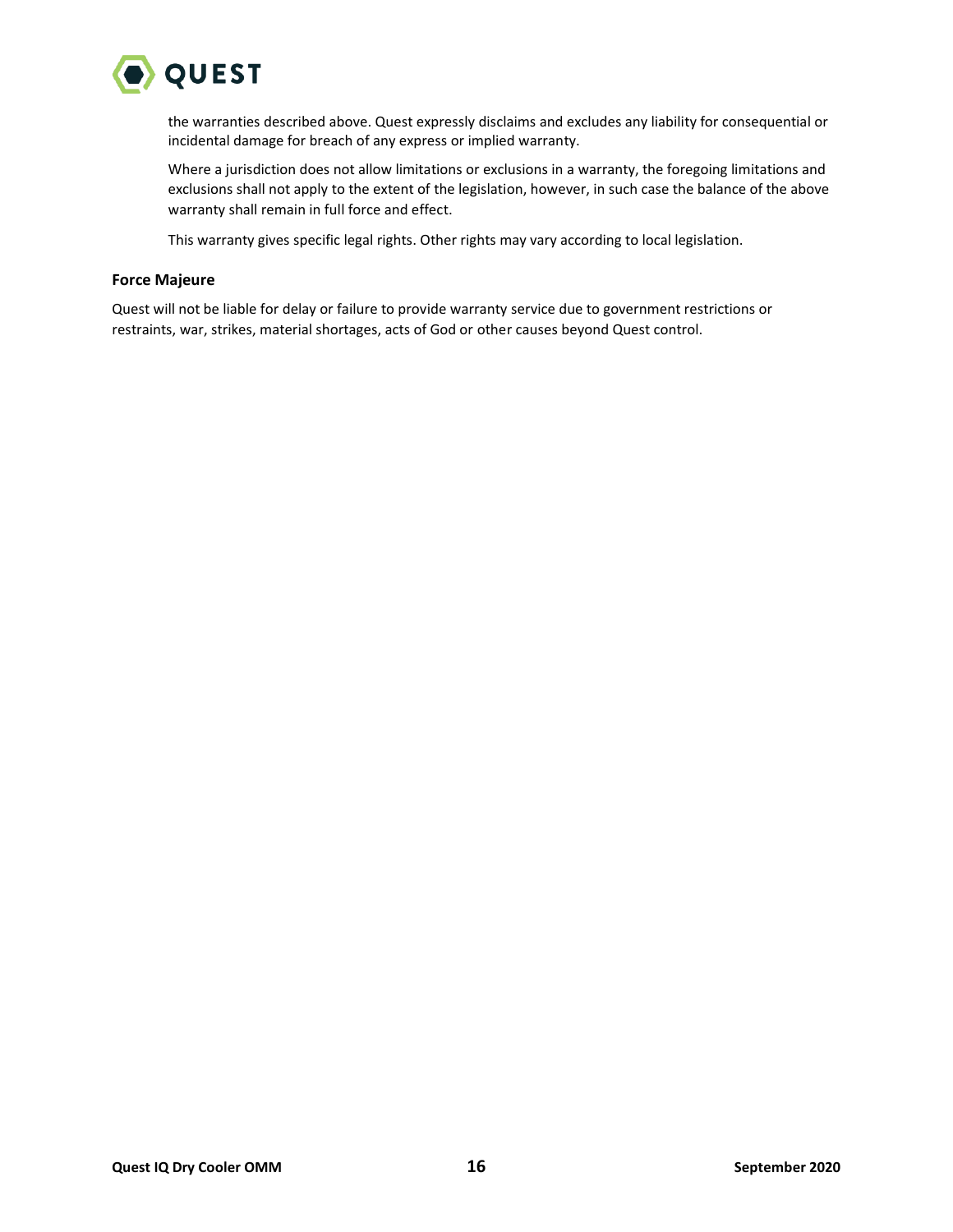the warranties described above. Quest expressly disclaims and excludes any liability for consequential or incidental damage for breach of any express or implied warranty.

Where a jurisdiction does not allow limitations or exclusions in a warranty, the foregoing limitations and exclusions shall not apply to the extent of the legislation, however, in such case the balance of the above warranty shall remain in full force and effect.

This warranty gives specific legal rights. Other rights may vary according to local legislation.

### Force Majeure

Quest will not be liable for delay or failure to provide warranty service due to government restrictions or restraints, war, strikes, material shortages, acts of God or other causes beyond Quest control.